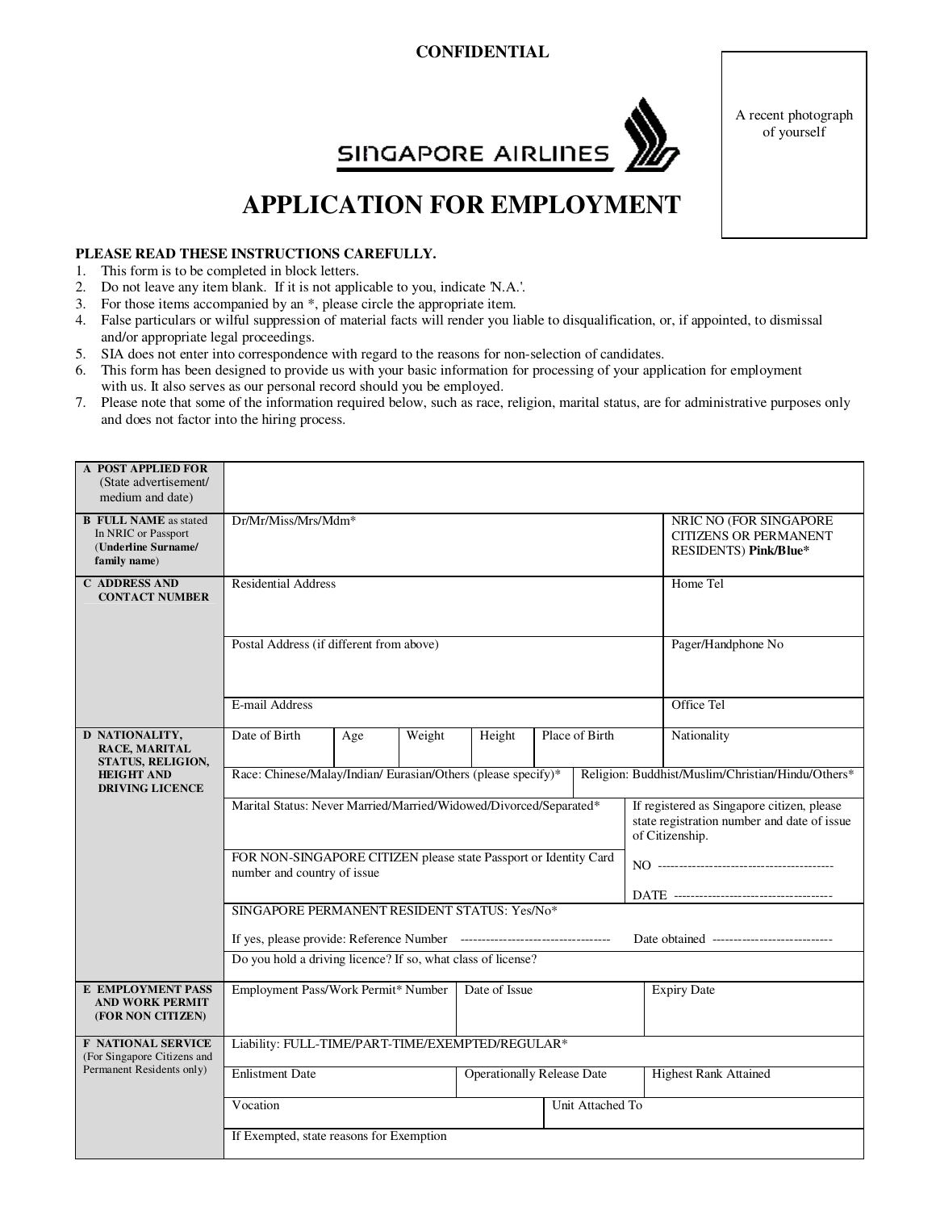**CONFIDENTIAL**

A recent photograph of yourself

SINGAPORE AIRLINES

# APPLICATION FOR EMPLOYMENT

**PLEASE READ THESE INSTRUCTIONS CAREFULLY.**

1. This form is to be completed in block letters.
2. Do not leave any item blank. If it is not applicable to you, indicate 'N.A.'.
3. For those items accompanied by an *, please circle the appropriate item.
4. False particulars or wilful suppression of material facts will render you liable to disqualification, or, if appointed, to dismissal and/or appropriate legal proceedings.
5. SIA does not enter into correspondence with regard to the reasons for non-selection of candidates.
6. This form has been designed to provide us with your basic information for processing of your application for employment with us. It also serves as our personal record should you be employed.
7. Please note that some of the information required below, such as race, religion, marital status, are for administrative purposes only and does not factor into the hiring process.

| | | | | | | |
|---|---|---|---|---|---|---|
| **A POST APPLIED FOR** (State advertisement/ medium and date) | | | | | | |
| **B FULL NAME** as stated In NRIC or Passport (**Underline Surname/ family name**) | Dr/Mr/Miss/Mrs/Mdm* | | | | | NRIC NO (FOR SINGAPORE CITIZENS OR PERMANENT RESIDENTS) **Pink/Blue*** |
| **C ADDRESS AND CONTACT NUMBER** | Residential Address | | | | | Home Tel |
| | Postal Address (if different from above) | | | | | Pager/Handphone No |
| | E-mail Address | | | | | Office Tel |
| **D NATIONALITY, RACE, MARITAL STATUS, RELIGION, HEIGHT AND DRIVING LICENCE** | Date of Birth | Age | Weight | Height | Place of Birth | Nationality |
| | Race: Chinese/Malay/Indian/ Eurasian/Others (please specify)* | | | | Religion: Buddhist/Muslim/Christian/Hindu/Others* | |
| | Marital Status: Never Married/Married/Widowed/Divorced/Separated* | | | | If registered as Singapore citizen, please state registration number and date of issue of Citizenship. | |
| | FOR NON-SINGAPORE CITIZEN please state Passport or Identity Card number and country of issue | | | | NO ---------------------------------------- DATE ------------------------------------ | |
| | SINGAPORE PERMANENT RESIDENT STATUS: Yes/No* If yes, please provide: Reference Number ----------------------------------- Date obtained ---------------------------- | | | | | |
| | Do you hold a driving licence? If so, what class of license? | | | | | |
| **E EMPLOYMENT PASS AND WORK PERMIT (FOR NON CITIZEN)** | Employment Pass/Work Permit* Number | | Date of Issue | | Expiry Date | |
| **F NATIONAL SERVICE** (For Singapore Citizens and Permanent Residents only) | Liability: FULL-TIME/PART-TIME/EXEMPTED/REGULAR* | | | | | |
| | Enlistment Date | | Operationally Release Date | | Highest Rank Attained | |
| | Vocation | | | Unit Attached To | | |
| | If Exempted, state reasons for Exemption | | | | | |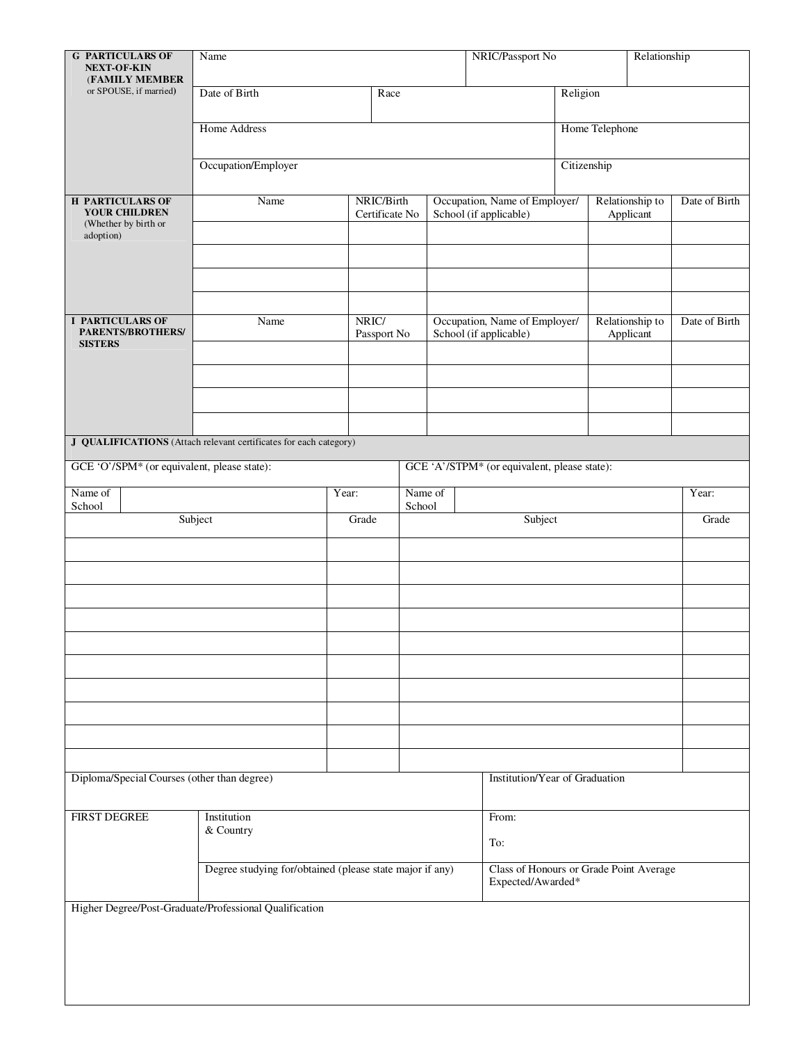**G PARTICULARS OF NEXT-OF-KIN (FAMILY MEMBER or SPOUSE, if married)**

| Name | | NRIC/Passport No | Relationship |
|---|---|---|---|
| Date of Birth | Race | Religion | |
| Home Address | | Home Telephone | |
| Occupation/Employer | | Citizenship | |

**H PARTICULARS OF YOUR CHILDREN** (Whether by birth or adoption)

| Name | NRIC/Birth Certificate No | Occupation, Name of Employer/ School (if applicable) | Relationship to Applicant | Date of Birth |
|---|---|---|---|---|
| | | | | |
| | | | | |
| | | | | |
| | | | | |

**I PARTICULARS OF PARENTS/BROTHERS/ SISTERS**

| Name | NRIC/ Passport No | Occupation, Name of Employer/ School (if applicable) | Relationship to Applicant | Date of Birth |
|---|---|---|---|---|
| | | | | |
| | | | | |
| | | | | |
| | | | | |

**J QUALIFICATIONS** (Attach relevant certificates for each category)

| GCE 'O'/SPM* (or equivalent, please state): | | GCE 'A'/STPM* (or equivalent, please state): | |
|---|---|---|---|
| Name of School | Year: | Name of School | Year: |
| Subject | Grade | Subject | Grade |
| | | | |
| | | | |
| | | | |
| | | | |
| | | | |
| | | | |
| | | | |
| | | | |
| | | | |
| | | | |

| Diploma/Special Courses (other than degree) | | Institution/Year of Graduation |
|---|---|---|
| FIRST DEGREE | Institution & Country | From: To: |
| | Degree studying for/obtained (please state major if any) | Class of Honours or Grade Point Average Expected/Awarded* |

Higher Degree/Post-Graduate/Professional Qualification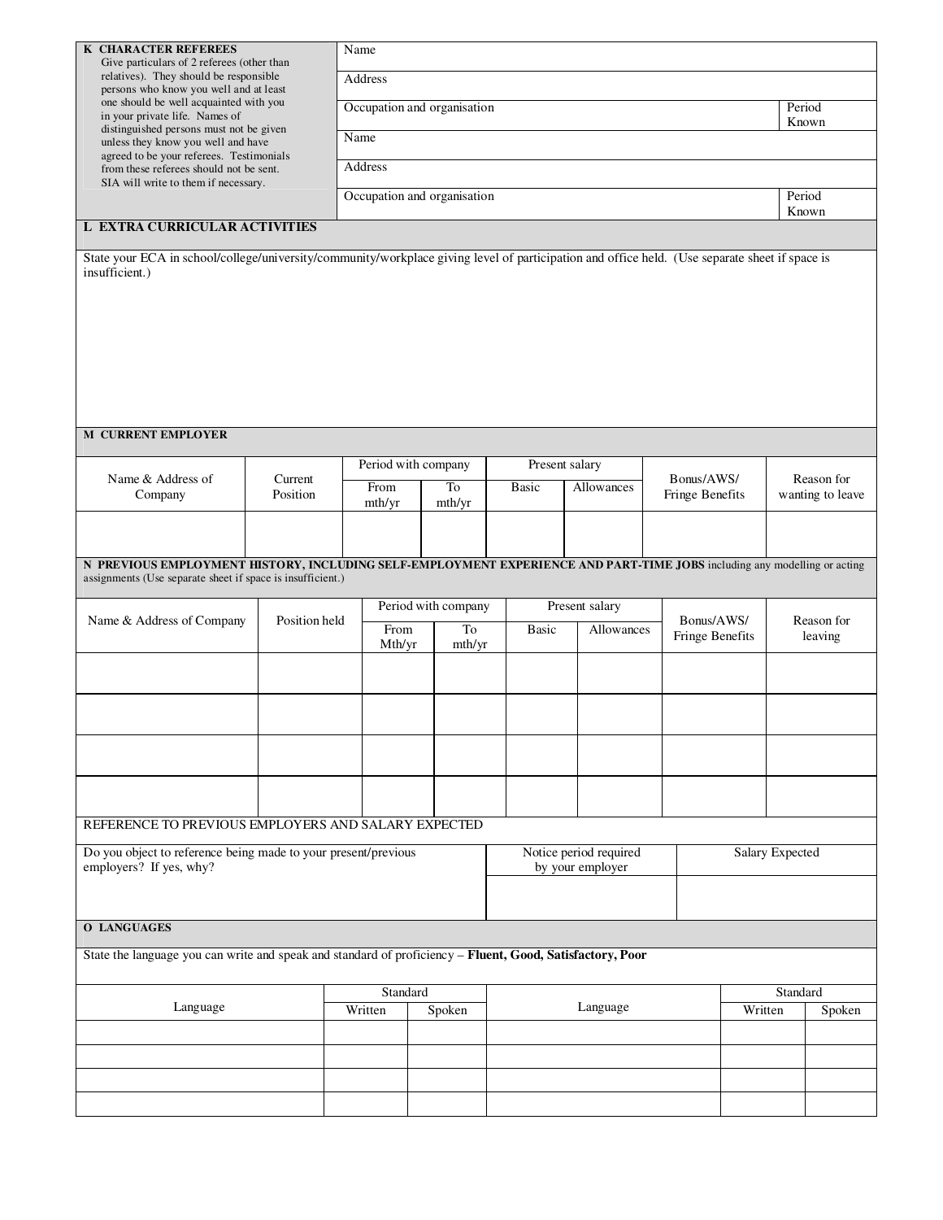## K CHARACTER REFEREES

Give particulars of 2 referees (other than relatives). They should be responsible persons who know you well and at least one should be well acquainted with you in your private life. Names of distinguished persons must not be given unless they know you well and have agreed to be your referees. Testimonials from these referees should not be sent. SIA will write to them if necessary.

| Name | |
|---|---|
| Address | |
| Occupation and organisation | Period Known |
| Name | |
| Address | |
| Occupation and organisation | Period Known |

## L EXTRA CURRICULAR ACTIVITIES

State your ECA in school/college/university/community/workplace giving level of participation and office held. (Use separate sheet if space is insufficient.)

## M CURRENT EMPLOYER

| Name & Address of Company | Current Position | Period with company | | Present salary | | Bonus/AWS/ Fringe Benefits | Reason for wanting to leave |
|---|---|---|---|---|---|---|---|
| | | From mth/yr | To mth/yr | Basic | Allowances | | |
| | | | | | | | |

## N PREVIOUS EMPLOYMENT HISTORY, INCLUDING SELF-EMPLOYMENT EXPERIENCE AND PART-TIME JOBS including any modelling or acting assignments (Use separate sheet if space is insufficient.)

| Name & Address of Company | Position held | Period with company | | Present salary | | Bonus/AWS/ Fringe Benefits | Reason for leaving |
|---|---|---|---|---|---|---|---|
| | | From Mth/yr | To mth/yr | Basic | Allowances | | |
| | | | | | | | |
| | | | | | | | |
| | | | | | | | |
| | | | | | | | |

REFERENCE TO PREVIOUS EMPLOYERS AND SALARY EXPECTED

| Do you object to reference being made to your present/previous employers? If yes, why? | Notice period required by your employer | Salary Expected |
|---|---|---|
| | | |

## O LANGUAGES

State the language you can write and speak and standard of proficiency – **Fluent, Good, Satisfactory, Poor**

| Language | Standard | | Language | Standard | |
|---|---|---|---|---|---|
| | Written | Spoken | | Written | Spoken |
| | | | | | |
| | | | | | |
| | | | | | |
| | | | | | |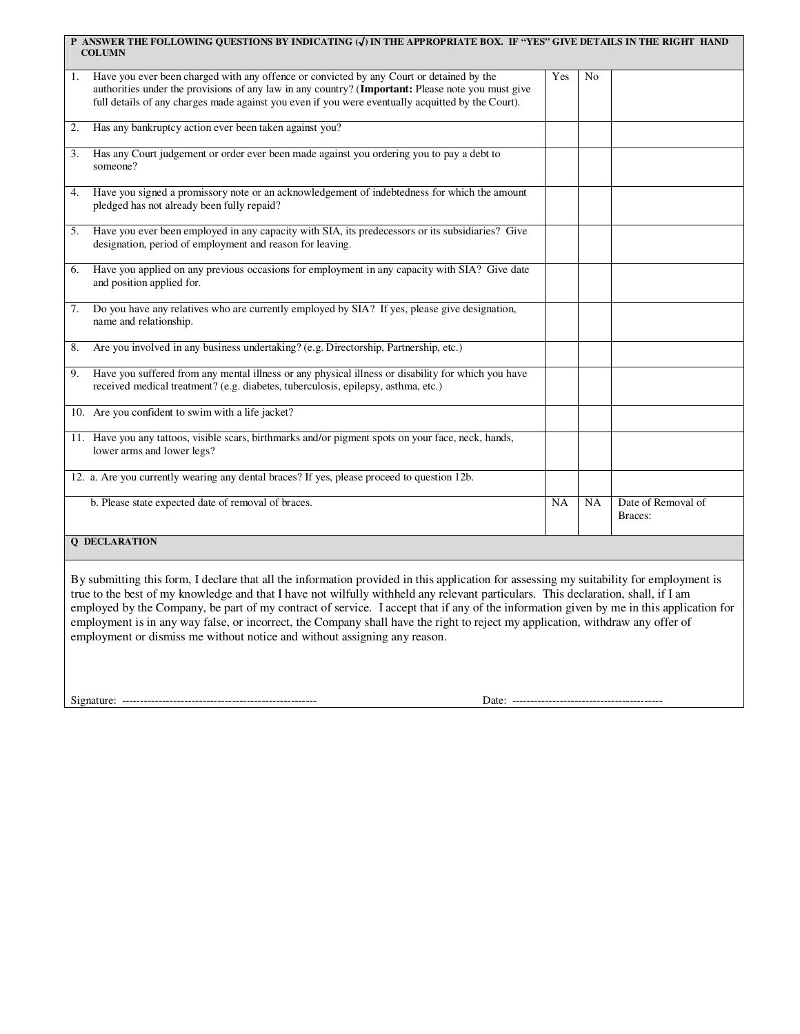| P ANSWER THE FOLLOWING QUESTIONS BY INDICATING (√) IN THE APPROPRIATE BOX. IF "YES" GIVE DETAILS IN THE RIGHT HAND COLUMN | | | |
|---|---|---|---|
| 1. Have you ever been charged with any offence or convicted by any Court or detained by the authorities under the provisions of any law in any country? (**Important:** Please note you must give full details of any charges made against you even if you were eventually acquitted by the Court). | Yes | No | |
| 2. Has any bankruptcy action ever been taken against you? | | | |
| 3. Has any Court judgement or order ever been made against you ordering you to pay a debt to someone? | | | |
| 4. Have you signed a promissory note or an acknowledgement of indebtedness for which the amount pledged has not already been fully repaid? | | | |
| 5. Have you ever been employed in any capacity with SIA, its predecessors or its subsidiaries? Give designation, period of employment and reason for leaving. | | | |
| 6. Have you applied on any previous occasions for employment in any capacity with SIA? Give date and position applied for. | | | |
| 7. Do you have any relatives who are currently employed by SIA? If yes, please give designation, name and relationship. | | | |
| 8. Are you involved in any business undertaking? (e.g. Directorship, Partnership, etc.) | | | |
| 9. Have you suffered from any mental illness or any physical illness or disability for which you have received medical treatment? (e.g. diabetes, tuberculosis, epilepsy, asthma, etc.) | | | |
| 10. Are you confident to swim with a life jacket? | | | |
| 11. Have you any tattoos, visible scars, birthmarks and/or pigment spots on your face, neck, hands, lower arms and lower legs? | | | |
| 12. a. Are you currently wearing any dental braces? If yes, please proceed to question 12b. | | | |
| b. Please state expected date of removal of braces. | NA | NA | Date of Removal of Braces: |

## Q DECLARATION

By submitting this form, I declare that all the information provided in this application for assessing my suitability for employment is true to the best of my knowledge and that I have not wilfully withheld any relevant particulars. This declaration, shall, if I am employed by the Company, be part of my contract of service. I accept that if any of the information given by me in this application for employment is in any way false, or incorrect, the Company shall have the right to reject my application, withdraw any offer of employment or dismiss me without notice and without assigning any reason.

Signature: ----------------------------------------------------- Date: -----------------------------------------